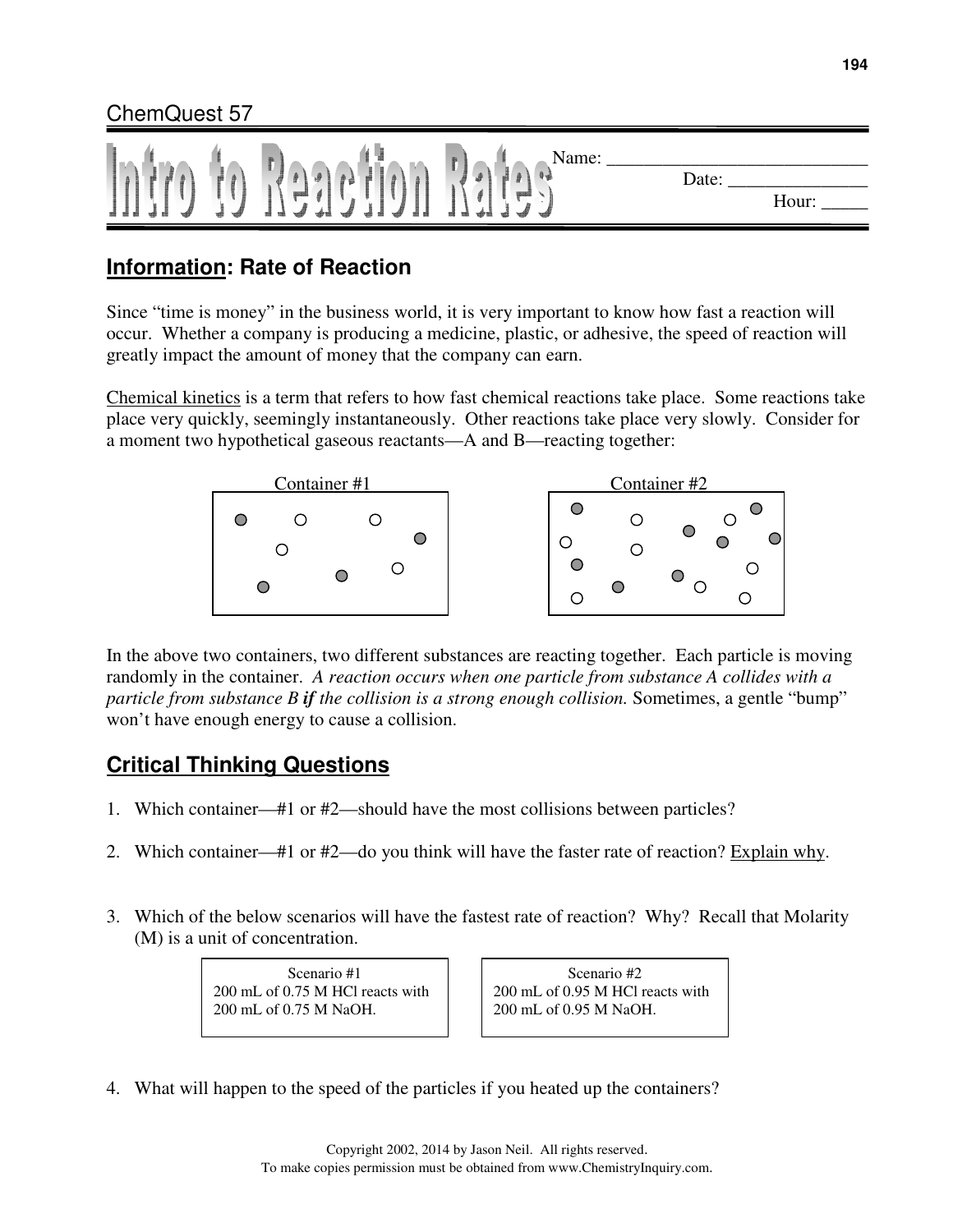ChemQuest 57

# Intro to Reaction Rates

Name: ____________________________

Date: _______________

Hour: _____

## Information: Rate of Reaction

Since "time is money" in the business world, it is very important to know how fast a reaction will occur. Whether a company is producing a medicine, plastic, or adhesive, the speed of reaction will greatly impact the amount of money that the company can earn.

Chemical kinetics is a term that refers to how fast chemical reactions take place. Some reactions take place very quickly, seemingly instantaneously. Other reactions take place very slowly. Consider for a moment two hypothetical gaseous reactants—A and B—reacting together:

Container #1

Container #2

In the above two containers, two different substances are reacting together. Each particle is moving randomly in the container. *A reaction occurs when one particle from substance A collides with a particle from substance B* ***if*** *the collision is a strong enough collision.* Sometimes, a gentle "bump" won't have enough energy to cause a collision.

## Critical Thinking Questions

1. Which container—#1 or #2—should have the most collisions between particles?

2. Which container—#1 or #2—do you think will have the faster rate of reaction? Explain why.

3. Which of the below scenarios will have the fastest rate of reaction? Why? Recall that Molarity (M) is a unit of concentration.

| Scenario #1 | Scenario #2 |
|---|---|
| 200 mL of 0.75 M HCl reacts with 200 mL of 0.75 M NaOH. | 200 mL of 0.95 M HCl reacts with 200 mL of 0.95 M NaOH. |

4. What will happen to the speed of the particles if you heated up the containers?

Copyright 2002, 2014 by Jason Neil. All rights reserved.
To make copies permission must be obtained from www.ChemistryInquiry.com.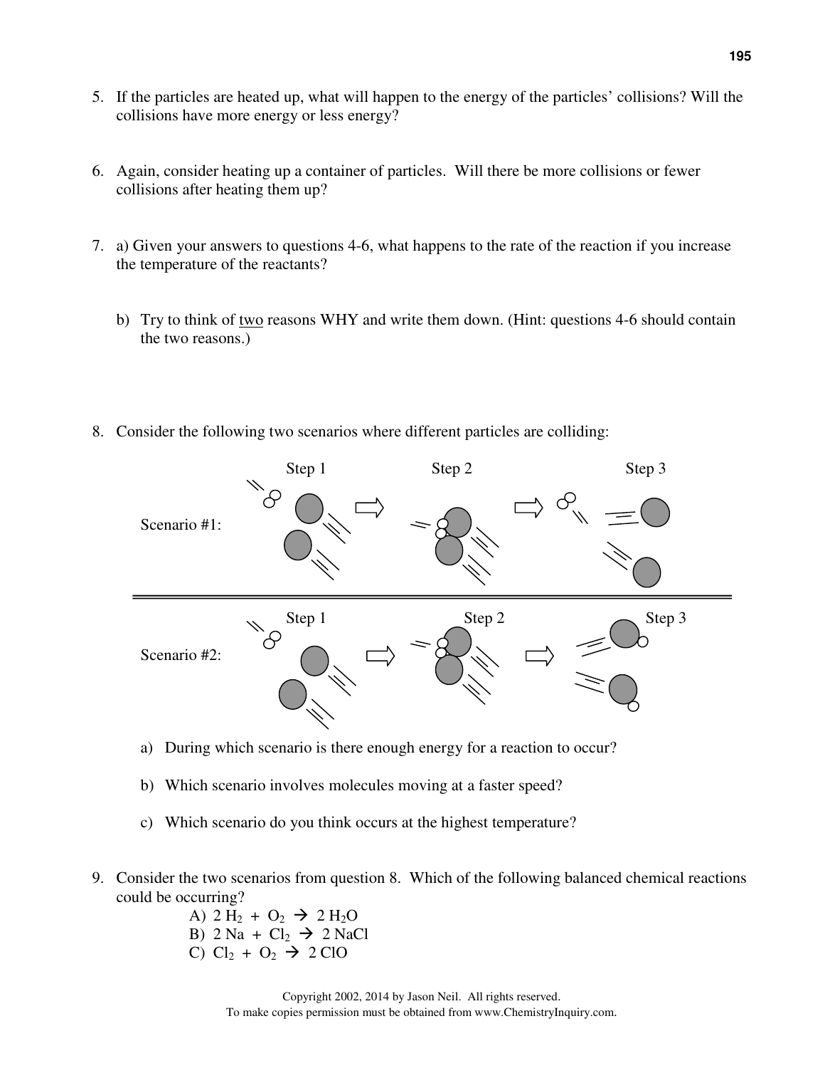5. If the particles are heated up, what will happen to the energy of the particles' collisions? Will the collisions have more energy or less energy?

6. Again, consider heating up a container of particles. Will there be more collisions or fewer collisions after heating them up?

7. a) Given your answers to questions 4-6, what happens to the rate of the reaction if you increase the temperature of the reactants?

   b) Try to think of two reasons WHY and write them down. (Hint: questions 4-6 should contain the two reasons.)

8. Consider the following two scenarios where different particles are colliding:

   Scenario #1: Step 1 → Step 2 → Step 3

   Scenario #2: Step 1 → Step 2 → Step 3

   a) During which scenario is there enough energy for a reaction to occur?

   b) Which scenario involves molecules moving at a faster speed?

   c) Which scenario do you think occurs at the highest temperature?

9. Consider the two scenarios from question 8. Which of the following balanced chemical reactions could be occurring?

   A) $2\ H_2\ +\ O_2 \rightarrow 2\ H_2O$

   B) $2\ Na\ +\ Cl_2 \rightarrow 2\ NaCl$

   C) $Cl_2\ +\ O_2 \rightarrow 2\ ClO$

Copyright 2002, 2014 by Jason Neil. All rights reserved.
To make copies permission must be obtained from www.ChemistryInquiry.com.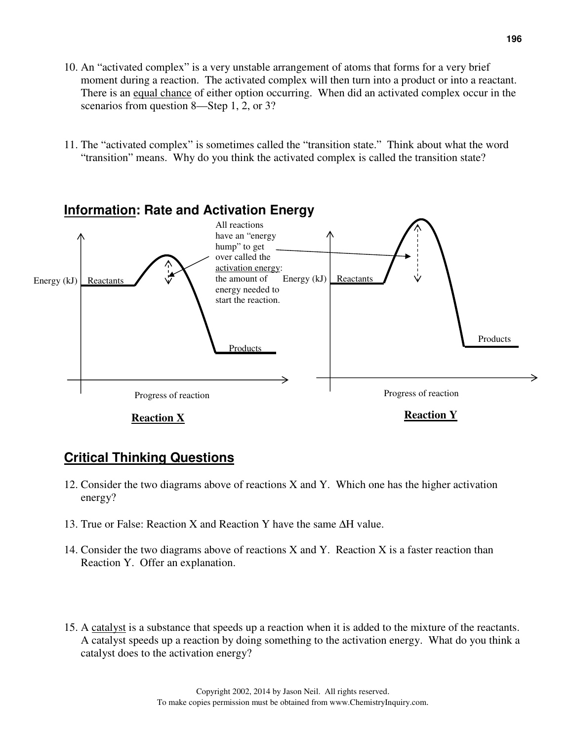10. An "activated complex" is a very unstable arrangement of atoms that forms for a very brief moment during a reaction. The activated complex will then turn into a product or into a reactant. There is an equal chance of either option occurring. When did an activated complex occur in the scenarios from question 8—Step 1, 2, or 3?

11. The "activated complex" is sometimes called the "transition state." Think about what the word "transition" means. Why do you think the activated complex is called the transition state?

## Information: Rate and Activation Energy

All reactions have an "energy hump" to get over called the activation energy: the amount of energy needed to start the reaction.

Energy (kJ) | Reactants | Products | Progress of reaction

**Reaction X**

Energy (kJ) | Reactants | Products | Progress of reaction

**Reaction Y**

## Critical Thinking Questions

12. Consider the two diagrams above of reactions X and Y. Which one has the higher activation energy?

13. True or False: Reaction X and Reaction Y have the same $\Delta H$ value.

14. Consider the two diagrams above of reactions X and Y. Reaction X is a faster reaction than Reaction Y. Offer an explanation.

15. A catalyst is a substance that speeds up a reaction when it is added to the mixture of the reactants. A catalyst speeds up a reaction by doing something to the activation energy. What do you think a catalyst does to the activation energy?

Copyright 2002, 2014 by Jason Neil. All rights reserved.
To make copies permission must be obtained from www.ChemistryInquiry.com.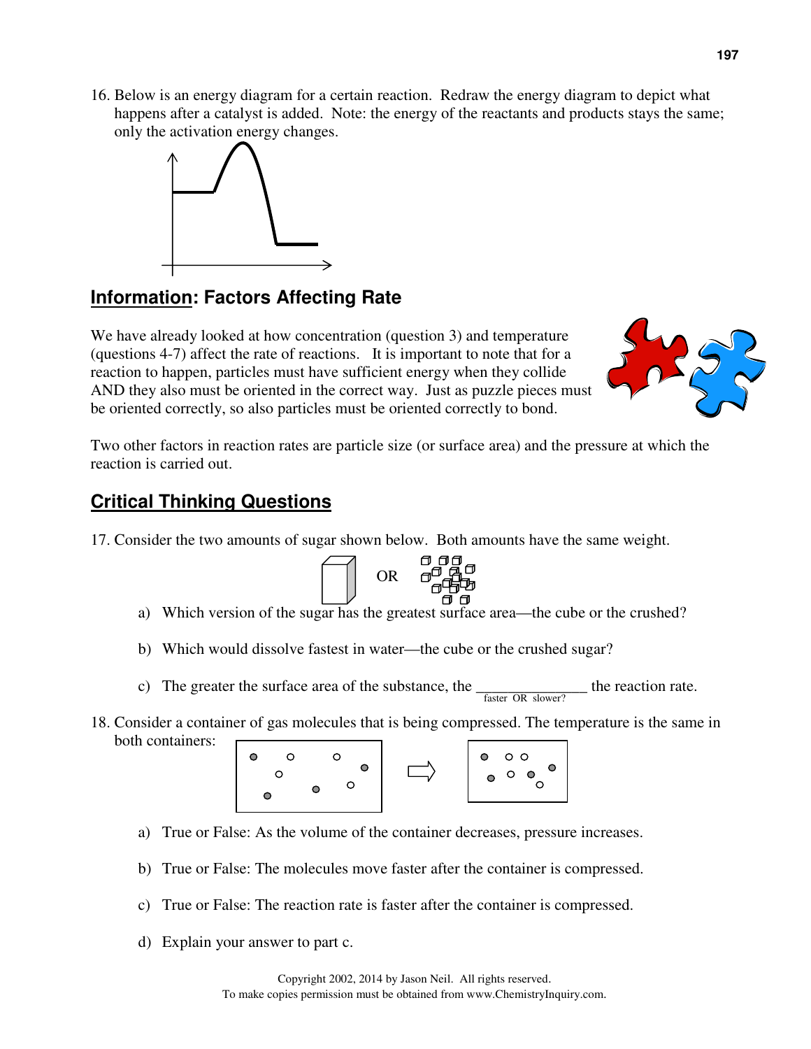16. Below is an energy diagram for a certain reaction. Redraw the energy diagram to depict what happens after a catalyst is added. Note: the energy of the reactants and products stays the same; only the activation energy changes.

## Information: Factors Affecting Rate

We have already looked at how concentration (question 3) and temperature (questions 4-7) affect the rate of reactions. It is important to note that for a reaction to happen, particles must have sufficient energy when they collide AND they also must be oriented in the correct way. Just as puzzle pieces must be oriented correctly, so also particles must be oriented correctly to bond.

Two other factors in reaction rates are particle size (or surface area) and the pressure at which the reaction is carried out.

## Critical Thinking Questions

17. Consider the two amounts of sugar shown below. Both amounts have the same weight.

OR

a) Which version of the sugar has the greatest surface area—the cube or the crushed?

b) Which would dissolve fastest in water—the cube or the crushed sugar?

c) The greater the surface area of the substance, the ______________ (faster OR slower?) the reaction rate.

18. Consider a container of gas molecules that is being compressed. The temperature is the same in both containers:

a) True or False: As the volume of the container decreases, pressure increases.

b) True or False: The molecules move faster after the container is compressed.

c) True or False: The reaction rate is faster after the container is compressed.

d) Explain your answer to part c.

Copyright 2002, 2014 by Jason Neil. All rights reserved.
To make copies permission must be obtained from www.ChemistryInquiry.com.